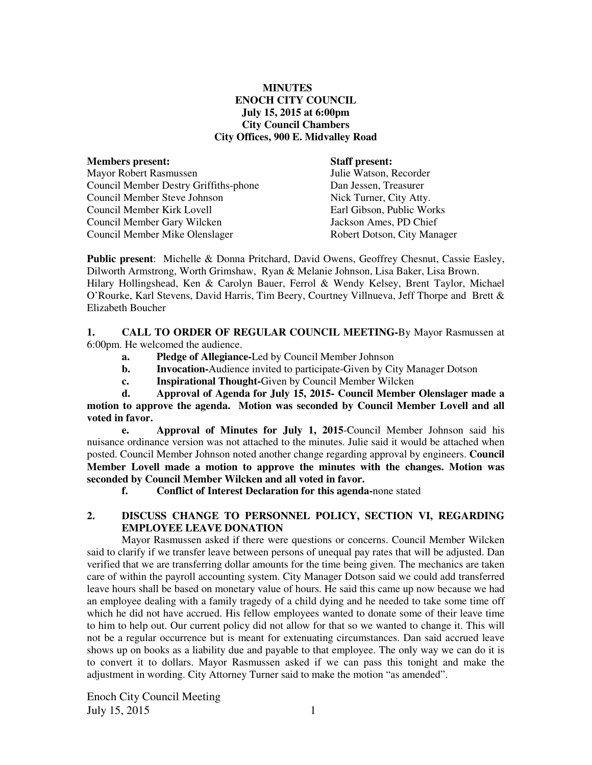**MINUTES**
**ENOCH CITY COUNCIL**
**July 15, 2015 at 6:00pm**
**City Council Chambers**
**City Offices, 900 E. Midvalley Road**

| **Members present:** | **Staff present:** |
|---|---|
| Mayor Robert Rasmussen | Julie Watson, Recorder |
| Council Member Destry Griffiths-phone | Dan Jessen, Treasurer |
| Council Member Steve Johnson | Nick Turner, City Atty. |
| Council Member Kirk Lovell | Earl Gibson, Public Works |
| Council Member Gary Wilcken | Jackson Ames, PD Chief |
| Council Member Mike Olenslager | Robert Dotson, City Manager |

**Public present**: Michelle & Donna Pritchard, David Owens, Geoffrey Chesnut, Cassie Easley, Dilworth Armstrong, Worth Grimshaw, Ryan & Melanie Johnson, Lisa Baker, Lisa Brown. Hilary Hollingshead, Ken & Carolyn Bauer, Ferrol & Wendy Kelsey, Brent Taylor, Michael O'Rourke, Karl Stevens, David Harris, Tim Beery, Courtney Villnueva, Jeff Thorpe and Brett & Elizabeth Boucher

**1. CALL TO ORDER OF REGULAR COUNCIL MEETING-**By Mayor Rasmussen at 6:00pm. He welcomed the audience.

**a. Pledge of Allegiance-**Led by Council Member Johnson

**b. Invocation-**Audience invited to participate-Given by City Manager Dotson

**c. Inspirational Thought-**Given by Council Member Wilcken

**d. Approval of Agenda for July 15, 2015- Council Member Olenslager made a motion to approve the agenda. Motion was seconded by Council Member Lovell and all voted in favor.**

**e. Approval of Minutes for July 1, 2015**-Council Member Johnson said his nuisance ordinance version was not attached to the minutes. Julie said it would be attached when posted. Council Member Johnson noted another change regarding approval by engineers. **Council Member Lovell made a motion to approve the minutes with the changes. Motion was seconded by Council Member Wilcken and all voted in favor.**

**f. Conflict of Interest Declaration for this agenda-**none stated

**2. DISCUSS CHANGE TO PERSONNEL POLICY, SECTION VI, REGARDING EMPLOYEE LEAVE DONATION**

Mayor Rasmussen asked if there were questions or concerns. Council Member Wilcken said to clarify if we transfer leave between persons of unequal pay rates that will be adjusted. Dan verified that we are transferring dollar amounts for the time being given. The mechanics are taken care of within the payroll accounting system. City Manager Dotson said we could add transferred leave hours shall be based on monetary value of hours. He said this came up now because we had an employee dealing with a family tragedy of a child dying and he needed to take some time off which he did not have accrued. His fellow employees wanted to donate some of their leave time to him to help out. Our current policy did not allow for that so we wanted to change it. This will not be a regular occurrence but is meant for extenuating circumstances. Dan said accrued leave shows up on books as a liability due and payable to that employee. The only way we can do it is to convert it to dollars. Mayor Rasmussen asked if we can pass this tonight and make the adjustment in wording. City Attorney Turner said to make the motion "as amended".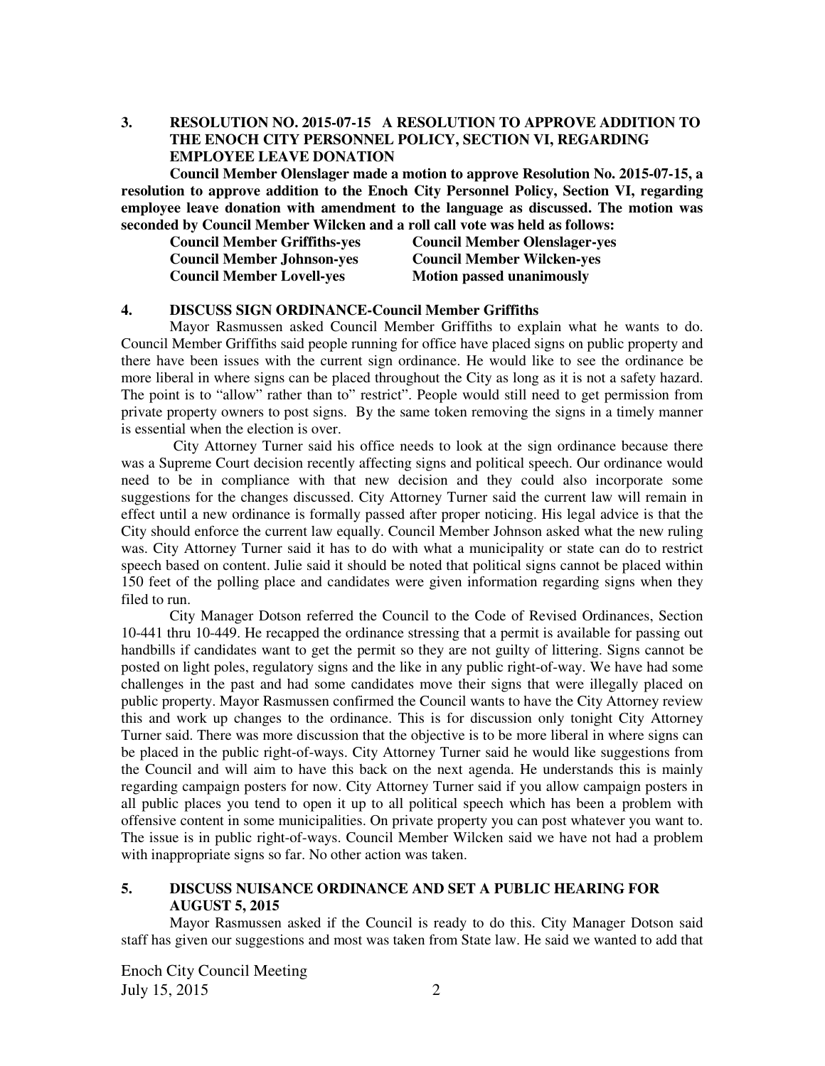**3. RESOLUTION NO. 2015-07-15 A RESOLUTION TO APPROVE ADDITION TO THE ENOCH CITY PERSONNEL POLICY, SECTION VI, REGARDING EMPLOYEE LEAVE DONATION**

**Council Member Olenslager made a motion to approve Resolution No. 2015-07-15, a resolution to approve addition to the Enoch City Personnel Policy, Section VI, regarding employee leave donation with amendment to the language as discussed. The motion was seconded by Council Member Wilcken and a roll call vote was held as follows:**

| | |
|---|---|
| **Council Member Griffiths-yes** | **Council Member Olenslager-yes** |
| **Council Member Johnson-yes** | **Council Member Wilcken-yes** |
| **Council Member Lovell-yes** | **Motion passed unanimously** |

**4. DISCUSS SIGN ORDINANCE-Council Member Griffiths**

Mayor Rasmussen asked Council Member Griffiths to explain what he wants to do. Council Member Griffiths said people running for office have placed signs on public property and there have been issues with the current sign ordinance. He would like to see the ordinance be more liberal in where signs can be placed throughout the City as long as it is not a safety hazard. The point is to "allow" rather than to" restrict". People would still need to get permission from private property owners to post signs. By the same token removing the signs in a timely manner is essential when the election is over.

City Attorney Turner said his office needs to look at the sign ordinance because there was a Supreme Court decision recently affecting signs and political speech. Our ordinance would need to be in compliance with that new decision and they could also incorporate some suggestions for the changes discussed. City Attorney Turner said the current law will remain in effect until a new ordinance is formally passed after proper noticing. His legal advice is that the City should enforce the current law equally. Council Member Johnson asked what the new ruling was. City Attorney Turner said it has to do with what a municipality or state can do to restrict speech based on content. Julie said it should be noted that political signs cannot be placed within 150 feet of the polling place and candidates were given information regarding signs when they filed to run.

City Manager Dotson referred the Council to the Code of Revised Ordinances, Section 10-441 thru 10-449. He recapped the ordinance stressing that a permit is available for passing out handbills if candidates want to get the permit so they are not guilty of littering. Signs cannot be posted on light poles, regulatory signs and the like in any public right-of-way. We have had some challenges in the past and had some candidates move their signs that were illegally placed on public property. Mayor Rasmussen confirmed the Council wants to have the City Attorney review this and work up changes to the ordinance. This is for discussion only tonight City Attorney Turner said. There was more discussion that the objective is to be more liberal in where signs can be placed in the public right-of-ways. City Attorney Turner said he would like suggestions from the Council and will aim to have this back on the next agenda. He understands this is mainly regarding campaign posters for now. City Attorney Turner said if you allow campaign posters in all public places you tend to open it up to all political speech which has been a problem with offensive content in some municipalities. On private property you can post whatever you want to. The issue is in public right-of-ways. Council Member Wilcken said we have not had a problem with inappropriate signs so far. No other action was taken.

**5. DISCUSS NUISANCE ORDINANCE AND SET A PUBLIC HEARING FOR AUGUST 5, 2015**

Mayor Rasmussen asked if the Council is ready to do this. City Manager Dotson said staff has given our suggestions and most was taken from State law. He said we wanted to add that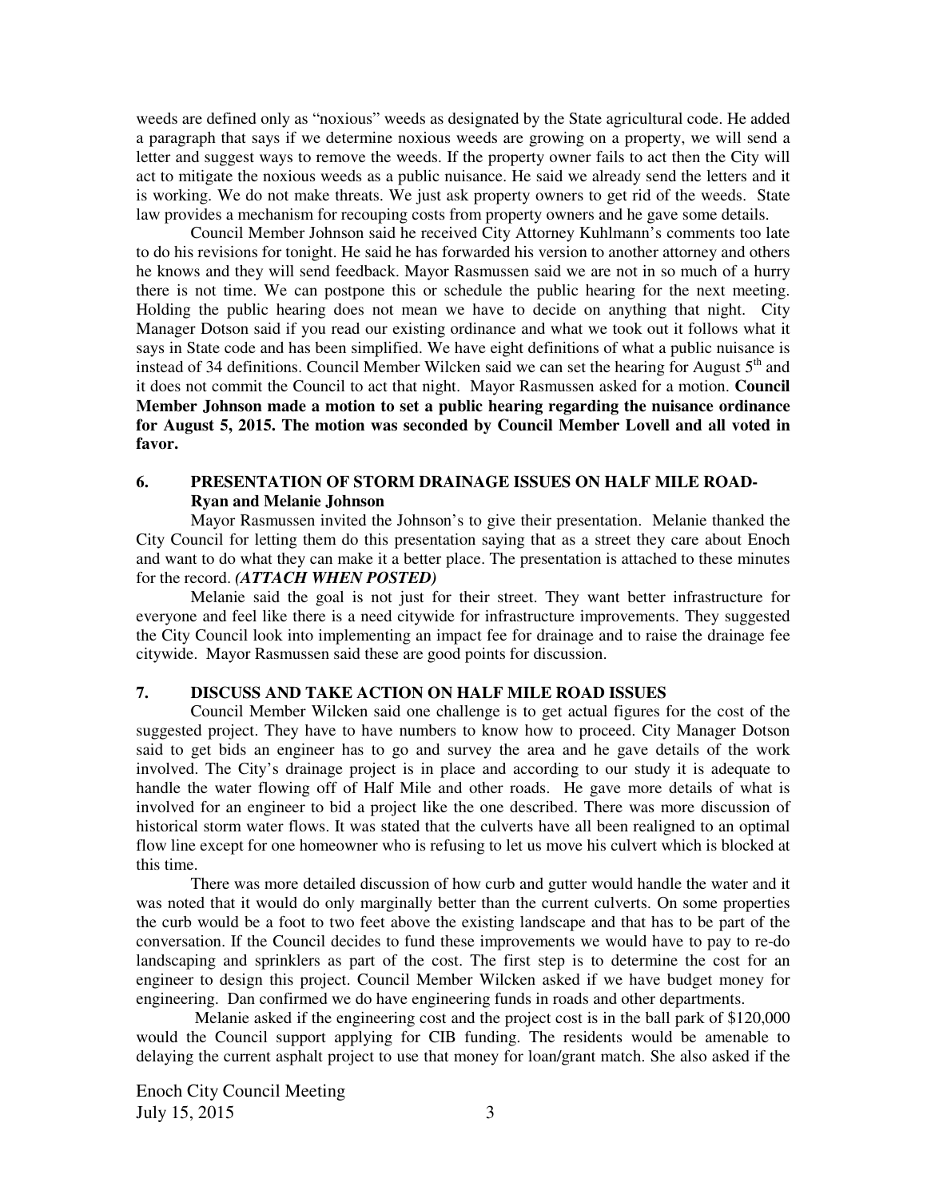weeds are defined only as "noxious" weeds as designated by the State agricultural code. He added a paragraph that says if we determine noxious weeds are growing on a property, we will send a letter and suggest ways to remove the weeds. If the property owner fails to act then the City will act to mitigate the noxious weeds as a public nuisance. He said we already send the letters and it is working. We do not make threats. We just ask property owners to get rid of the weeds. State law provides a mechanism for recouping costs from property owners and he gave some details.

Council Member Johnson said he received City Attorney Kuhlmann's comments too late to do his revisions for tonight. He said he has forwarded his version to another attorney and others he knows and they will send feedback. Mayor Rasmussen said we are not in so much of a hurry there is not time. We can postpone this or schedule the public hearing for the next meeting. Holding the public hearing does not mean we have to decide on anything that night. City Manager Dotson said if you read our existing ordinance and what we took out it follows what it says in State code and has been simplified. We have eight definitions of what a public nuisance is instead of 34 definitions. Council Member Wilcken said we can set the hearing for August 5th and it does not commit the Council to act that night. Mayor Rasmussen asked for a motion. **Council Member Johnson made a motion to set a public hearing regarding the nuisance ordinance for August 5, 2015. The motion was seconded by Council Member Lovell and all voted in favor.**

## 6. PRESENTATION OF STORM DRAINAGE ISSUES ON HALF MILE ROAD- Ryan and Melanie Johnson

Mayor Rasmussen invited the Johnson's to give their presentation. Melanie thanked the City Council for letting them do this presentation saying that as a street they care about Enoch and want to do what they can make it a better place. The presentation is attached to these minutes for the record. ***(ATTACH WHEN POSTED)***

Melanie said the goal is not just for their street. They want better infrastructure for everyone and feel like there is a need citywide for infrastructure improvements. They suggested the City Council look into implementing an impact fee for drainage and to raise the drainage fee citywide. Mayor Rasmussen said these are good points for discussion.

## 7. DISCUSS AND TAKE ACTION ON HALF MILE ROAD ISSUES

Council Member Wilcken said one challenge is to get actual figures for the cost of the suggested project. They have to have numbers to know how to proceed. City Manager Dotson said to get bids an engineer has to go and survey the area and he gave details of the work involved. The City's drainage project is in place and according to our study it is adequate to handle the water flowing off of Half Mile and other roads. He gave more details of what is involved for an engineer to bid a project like the one described. There was more discussion of historical storm water flows. It was stated that the culverts have all been realigned to an optimal flow line except for one homeowner who is refusing to let us move his culvert which is blocked at this time.

There was more detailed discussion of how curb and gutter would handle the water and it was noted that it would do only marginally better than the current culverts. On some properties the curb would be a foot to two feet above the existing landscape and that has to be part of the conversation. If the Council decides to fund these improvements we would have to pay to re-do landscaping and sprinklers as part of the cost. The first step is to determine the cost for an engineer to design this project. Council Member Wilcken asked if we have budget money for engineering. Dan confirmed we do have engineering funds in roads and other departments.

Melanie asked if the engineering cost and the project cost is in the ball park of $120,000 would the Council support applying for CIB funding. The residents would be amenable to delaying the current asphalt project to use that money for loan/grant match. She also asked if the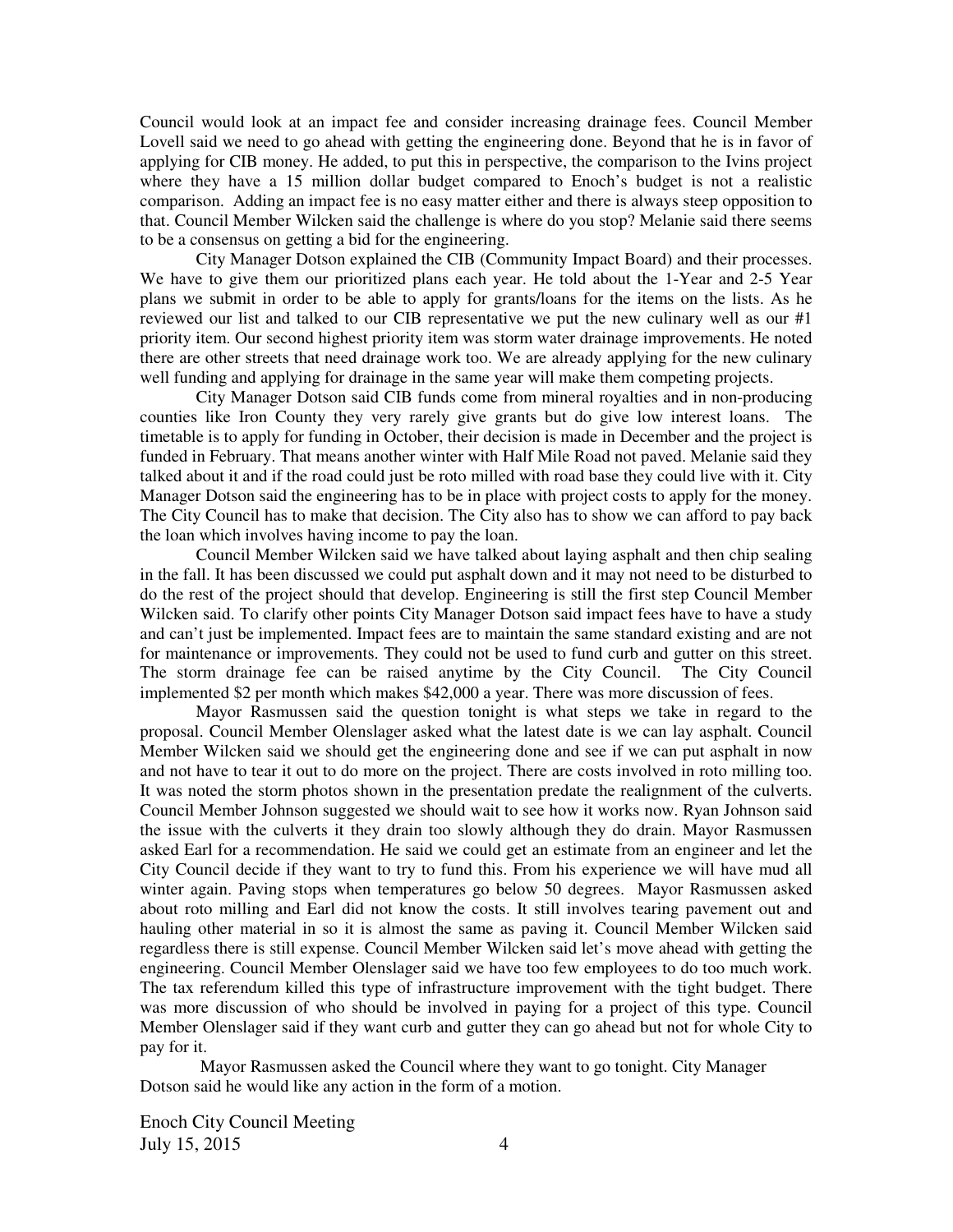Council would look at an impact fee and consider increasing drainage fees. Council Member Lovell said we need to go ahead with getting the engineering done. Beyond that he is in favor of applying for CIB money. He added, to put this in perspective, the comparison to the Ivins project where they have a 15 million dollar budget compared to Enoch's budget is not a realistic comparison. Adding an impact fee is no easy matter either and there is always steep opposition to that. Council Member Wilcken said the challenge is where do you stop? Melanie said there seems to be a consensus on getting a bid for the engineering.

City Manager Dotson explained the CIB (Community Impact Board) and their processes. We have to give them our prioritized plans each year. He told about the 1-Year and 2-5 Year plans we submit in order to be able to apply for grants/loans for the items on the lists. As he reviewed our list and talked to our CIB representative we put the new culinary well as our #1 priority item. Our second highest priority item was storm water drainage improvements. He noted there are other streets that need drainage work too. We are already applying for the new culinary well funding and applying for drainage in the same year will make them competing projects.

City Manager Dotson said CIB funds come from mineral royalties and in non-producing counties like Iron County they very rarely give grants but do give low interest loans. The timetable is to apply for funding in October, their decision is made in December and the project is funded in February. That means another winter with Half Mile Road not paved. Melanie said they talked about it and if the road could just be roto milled with road base they could live with it. City Manager Dotson said the engineering has to be in place with project costs to apply for the money. The City Council has to make that decision. The City also has to show we can afford to pay back the loan which involves having income to pay the loan.

Council Member Wilcken said we have talked about laying asphalt and then chip sealing in the fall. It has been discussed we could put asphalt down and it may not need to be disturbed to do the rest of the project should that develop. Engineering is still the first step Council Member Wilcken said. To clarify other points City Manager Dotson said impact fees have to have a study and can't just be implemented. Impact fees are to maintain the same standard existing and are not for maintenance or improvements. They could not be used to fund curb and gutter on this street. The storm drainage fee can be raised anytime by the City Council. The City Council implemented $2 per month which makes $42,000 a year. There was more discussion of fees.

Mayor Rasmussen said the question tonight is what steps we take in regard to the proposal. Council Member Olenslager asked what the latest date is we can lay asphalt. Council Member Wilcken said we should get the engineering done and see if we can put asphalt in now and not have to tear it out to do more on the project. There are costs involved in roto milling too. It was noted the storm photos shown in the presentation predate the realignment of the culverts. Council Member Johnson suggested we should wait to see how it works now. Ryan Johnson said the issue with the culverts it they drain too slowly although they do drain. Mayor Rasmussen asked Earl for a recommendation. He said we could get an estimate from an engineer and let the City Council decide if they want to try to fund this. From his experience we will have mud all winter again. Paving stops when temperatures go below 50 degrees. Mayor Rasmussen asked about roto milling and Earl did not know the costs. It still involves tearing pavement out and hauling other material in so it is almost the same as paving it. Council Member Wilcken said regardless there is still expense. Council Member Wilcken said let's move ahead with getting the engineering. Council Member Olenslager said we have too few employees to do too much work. The tax referendum killed this type of infrastructure improvement with the tight budget. There was more discussion of who should be involved in paying for a project of this type. Council Member Olenslager said if they want curb and gutter they can go ahead but not for whole City to pay for it.

Mayor Rasmussen asked the Council where they want to go tonight. City Manager Dotson said he would like any action in the form of a motion.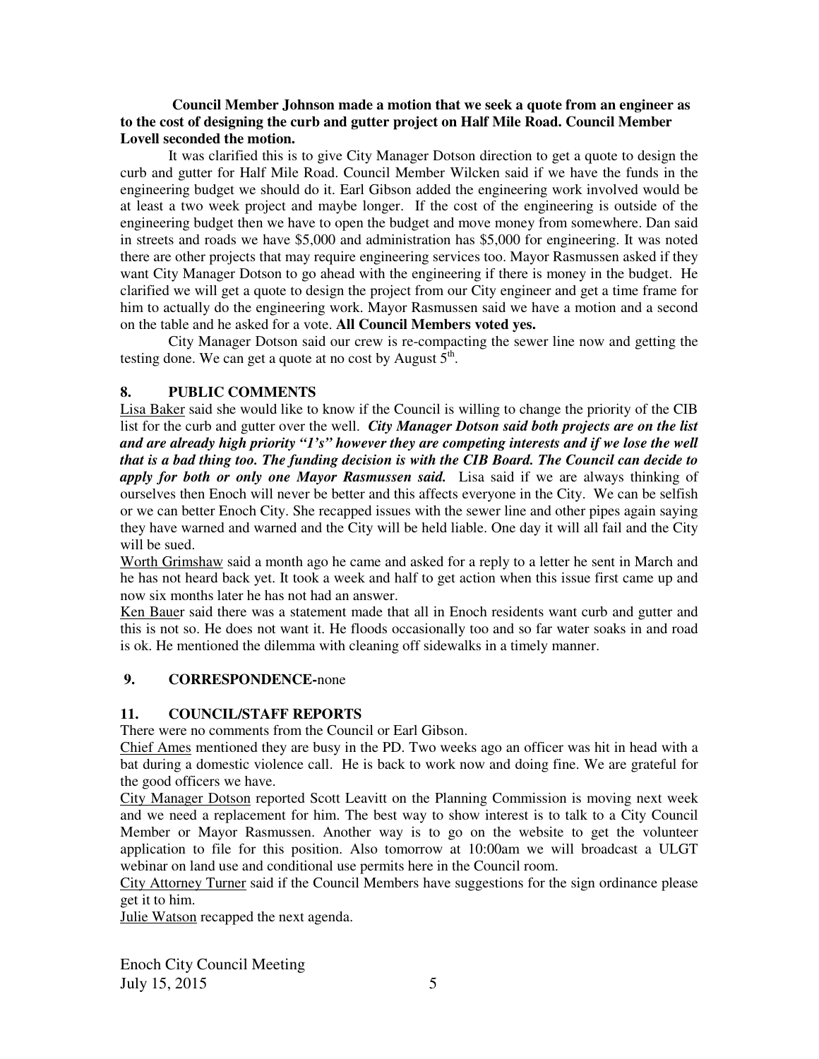**Council Member Johnson made a motion that we seek a quote from an engineer as to the cost of designing the curb and gutter project on Half Mile Road. Council Member Lovell seconded the motion.**

It was clarified this is to give City Manager Dotson direction to get a quote to design the curb and gutter for Half Mile Road. Council Member Wilcken said if we have the funds in the engineering budget we should do it. Earl Gibson added the engineering work involved would be at least a two week project and maybe longer. If the cost of the engineering is outside of the engineering budget then we have to open the budget and move money from somewhere. Dan said in streets and roads we have $5,000 and administration has $5,000 for engineering. It was noted there are other projects that may require engineering services too. Mayor Rasmussen asked if they want City Manager Dotson to go ahead with the engineering if there is money in the budget. He clarified we will get a quote to design the project from our City engineer and get a time frame for him to actually do the engineering work. Mayor Rasmussen said we have a motion and a second on the table and he asked for a vote. **All Council Members voted yes.**

City Manager Dotson said our crew is re-compacting the sewer line now and getting the testing done. We can get a quote at no cost by August 5th.

## 8. PUBLIC COMMENTS

Lisa Baker said she would like to know if the Council is willing to change the priority of the CIB list for the curb and gutter over the well. ***City Manager Dotson said both projects are on the list and are already high priority "1's" however they are competing interests and if we lose the well that is a bad thing too. The funding decision is with the CIB Board. The Council can decide to apply for both or only one Mayor Rasmussen said.*** Lisa said if we are always thinking of ourselves then Enoch will never be better and this affects everyone in the City. We can be selfish or we can better Enoch City. She recapped issues with the sewer line and other pipes again saying they have warned and warned and the City will be held liable. One day it will all fail and the City will be sued.

Worth Grimshaw said a month ago he came and asked for a reply to a letter he sent in March and he has not heard back yet. It took a week and half to get action when this issue first came up and now six months later he has not had an answer.

Ken Bauer said there was a statement made that all in Enoch residents want curb and gutter and this is not so. He does not want it. He floods occasionally too and so far water soaks in and road is ok. He mentioned the dilemma with cleaning off sidewalks in a timely manner.

## 9. CORRESPONDENCE-none

## 11. COUNCIL/STAFF REPORTS

There were no comments from the Council or Earl Gibson.

Chief Ames mentioned they are busy in the PD. Two weeks ago an officer was hit in head with a bat during a domestic violence call. He is back to work now and doing fine. We are grateful for the good officers we have.

City Manager Dotson reported Scott Leavitt on the Planning Commission is moving next week and we need a replacement for him. The best way to show interest is to talk to a City Council Member or Mayor Rasmussen. Another way is to go on the website to get the volunteer application to file for this position. Also tomorrow at 10:00am we will broadcast a ULGT webinar on land use and conditional use permits here in the Council room.

City Attorney Turner said if the Council Members have suggestions for the sign ordinance please get it to him.

Julie Watson recapped the next agenda.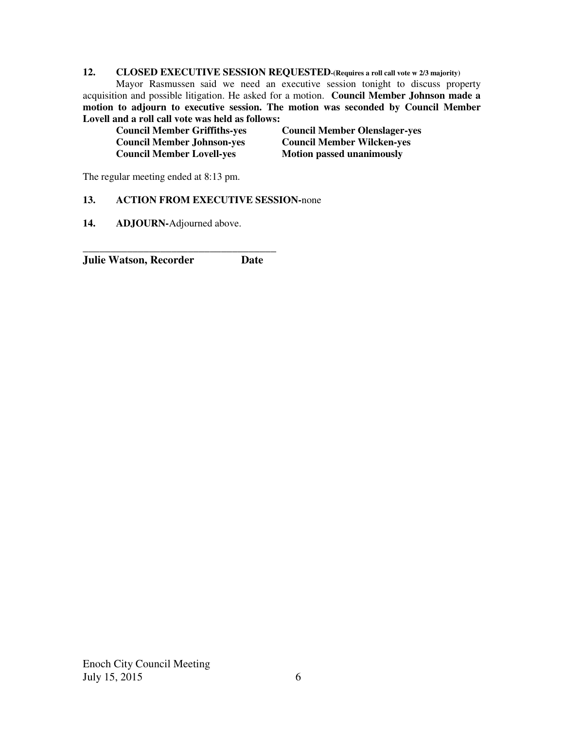**12. CLOSED EXECUTIVE SESSION REQUESTED-(Requires a roll call vote w 2/3 majority)**

Mayor Rasmussen said we need an executive session tonight to discuss property acquisition and possible litigation. He asked for a motion. **Council Member Johnson made a motion to adjourn to executive session. The motion was seconded by Council Member Lovell and a roll call vote was held as follows:**

| | |
|---|---|
| **Council Member Griffiths-yes** | **Council Member Olenslager-yes** |
| **Council Member Johnson-yes** | **Council Member Wilcken-yes** |
| **Council Member Lovell-yes** | **Motion passed unanimously** |

The regular meeting ended at 8:13 pm.

**13. ACTION FROM EXECUTIVE SESSION-**none

**14. ADJOURN-**Adjourned above.

\_\_\_\_\_\_\_\_\_\_\_\_\_\_\_\_\_\_\_\_\_\_\_\_\_\_\_\_\_\_\_\_\_\_\_\_\_\_

**Julie Watson, Recorder Date**